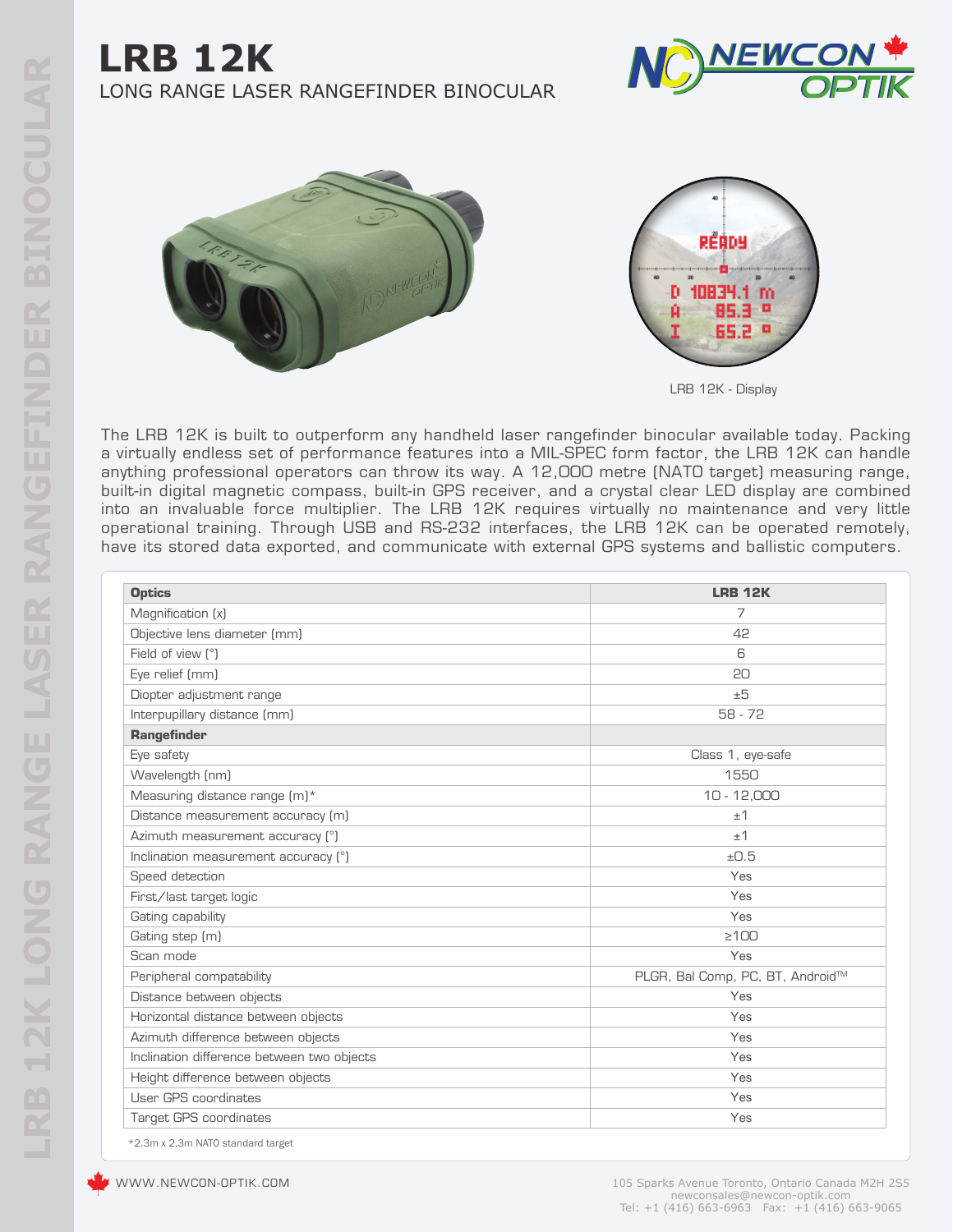# LRB 12K

LONG RANGE LASER RANGEFINDER BINOCULAR

LRB 12K - Display

The LRB 12K is built to outperform any handheld laser rangefinder binocular available today. Packing a virtually endless set of performance features into a MIL-SPEC form factor, the LRB 12K can handle anything professional operators can throw its way. A 12,000 metre (NATO target) measuring range, built-in digital magnetic compass, built-in GPS receiver, and a crystal clear LED display are combined into an invaluable force multiplier. The LRB 12K requires virtually no maintenance and very little operational training. Through USB and RS-232 interfaces, the LRB 12K can be operated remotely, have its stored data exported, and communicate with external GPS systems and ballistic computers.

| **Optics** | **LRB 12K** |
| --- | --- |
| Magnification (x) | 7 |
| Objective lens diameter (mm) | 42 |
| Field of view (°) | 6 |
| Eye relief (mm) | 20 |
| Diopter adjustment range | ±5 |
| Interpupillary distance (mm) | 58 - 72 |
| **Rangefinder** | |
| Eye safety | Class 1, eye-safe |
| Wavelength (nm) | 1550 |
| Measuring distance range (m)* | 10 - 12,000 |
| Distance measurement accuracy (m) | ±1 |
| Azimuth measurement accuracy (°) | ±1 |
| Inclination measurement accuracy (°) | ±0.5 |
| Speed detection | Yes |
| First/last target logic | Yes |
| Gating capability | Yes |
| Gating step (m) | ≥100 |
| Scan mode | Yes |
| Peripheral compatability | PLGR, Bal Comp, PC, BT, Android™ |
| Distance between objects | Yes |
| Horizontal distance between objects | Yes |
| Azimuth difference between objects | Yes |
| Inclination difference between two objects | Yes |
| Height difference between objects | Yes |
| User GPS coordinates | Yes |
| Target GPS coordinates | Yes |

*2.3m x 2.3m NATO standard target

WWW.NEWCON-OPTIK.COM

105 Sparks Avenue Toronto, Ontario Canada M2H 2S5
newconsales@newcon-optik.com
Tel: +1 (416) 663-6963 Fax: +1 (416) 663-9065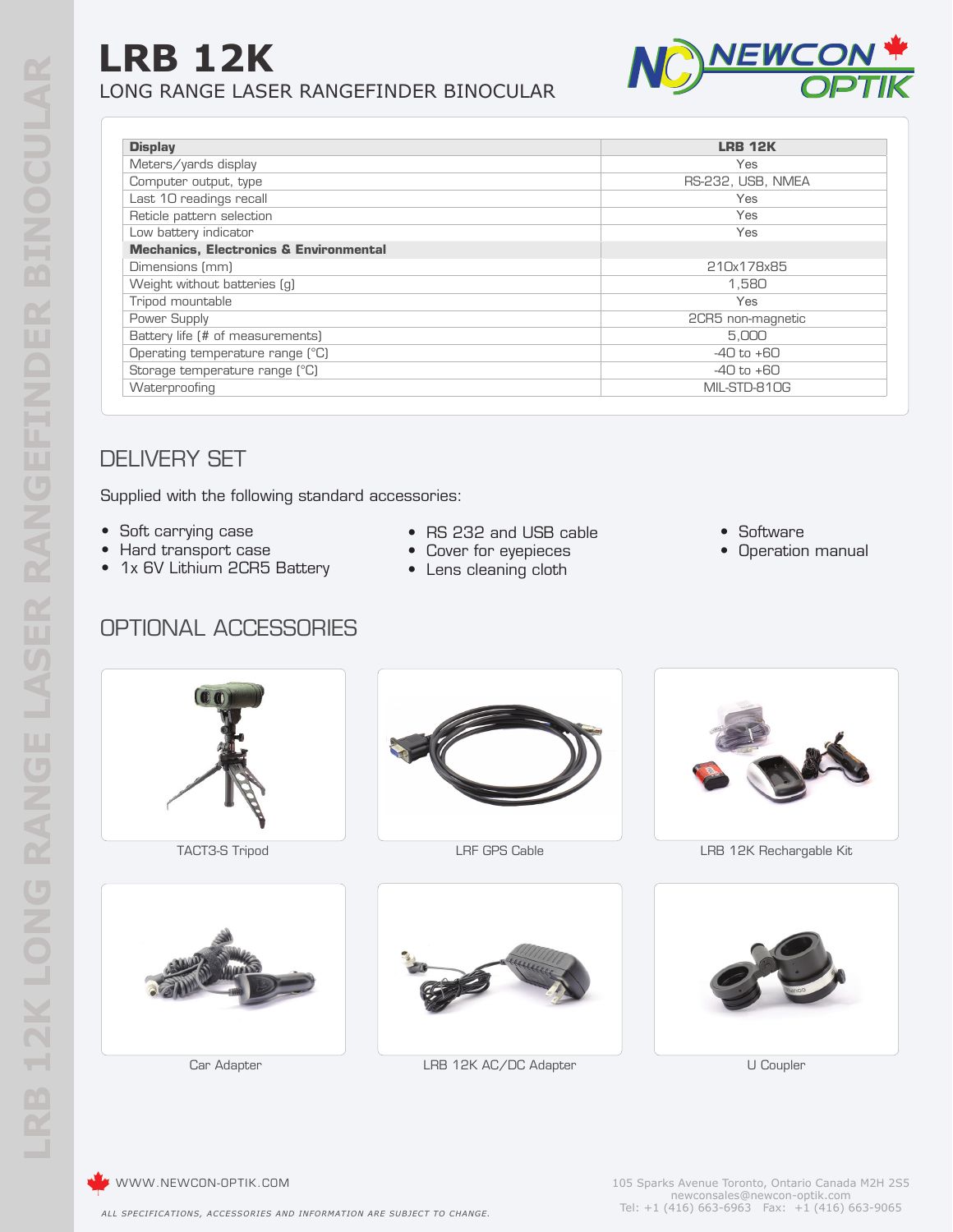# LRB 12K

LONG RANGE LASER RANGEFINDER BINOCULAR

| Display | LRB 12K |
| --- | --- |
| Meters/yards display | Yes |
| Computer output, type | RS-232, USB, NMEA |
| Last 10 readings recall | Yes |
| Reticle pattern selection | Yes |
| Low battery indicator | Yes |
| **Mechanics, Electronics & Environmental** | |
| Dimensions (mm) | 210x178x85 |
| Weight without batteries (g) | 1,580 |
| Tripod mountable | Yes |
| Power Supply | 2CR5 non-magnetic |
| Battery life (# of measurements) | 5,000 |
| Operating temperature range (°C) | -40 to +60 |
| Storage temperature range (°C) | -40 to +60 |
| Waterproofing | MIL-STD-810G |

## DELIVERY SET

Supplied with the following standard accessories:

- Soft carrying case
- Hard transport case
- 1x 6V Lithium 2CR5 Battery
- RS 232 and USB cable
- Cover for eyepieces
- Lens cleaning cloth
- Software
- Operation manual

## OPTIONAL ACCESSORIES

TACT3-S Tripod

LRF GPS Cable

LRB 12K Rechargable Kit

Car Adapter

LRB 12K AC/DC Adapter

U Coupler

WWW.NEWCON-OPTIK.COM

105 Sparks Avenue Toronto, Ontario Canada M2H 2S5
newconsales@newcon-optik.com
Tel: +1 (416) 663-6963 Fax: +1 (416) 663-9065

*ALL SPECIFICATIONS, ACCESSORIES AND INFORMATION ARE SUBJECT TO CHANGE.*